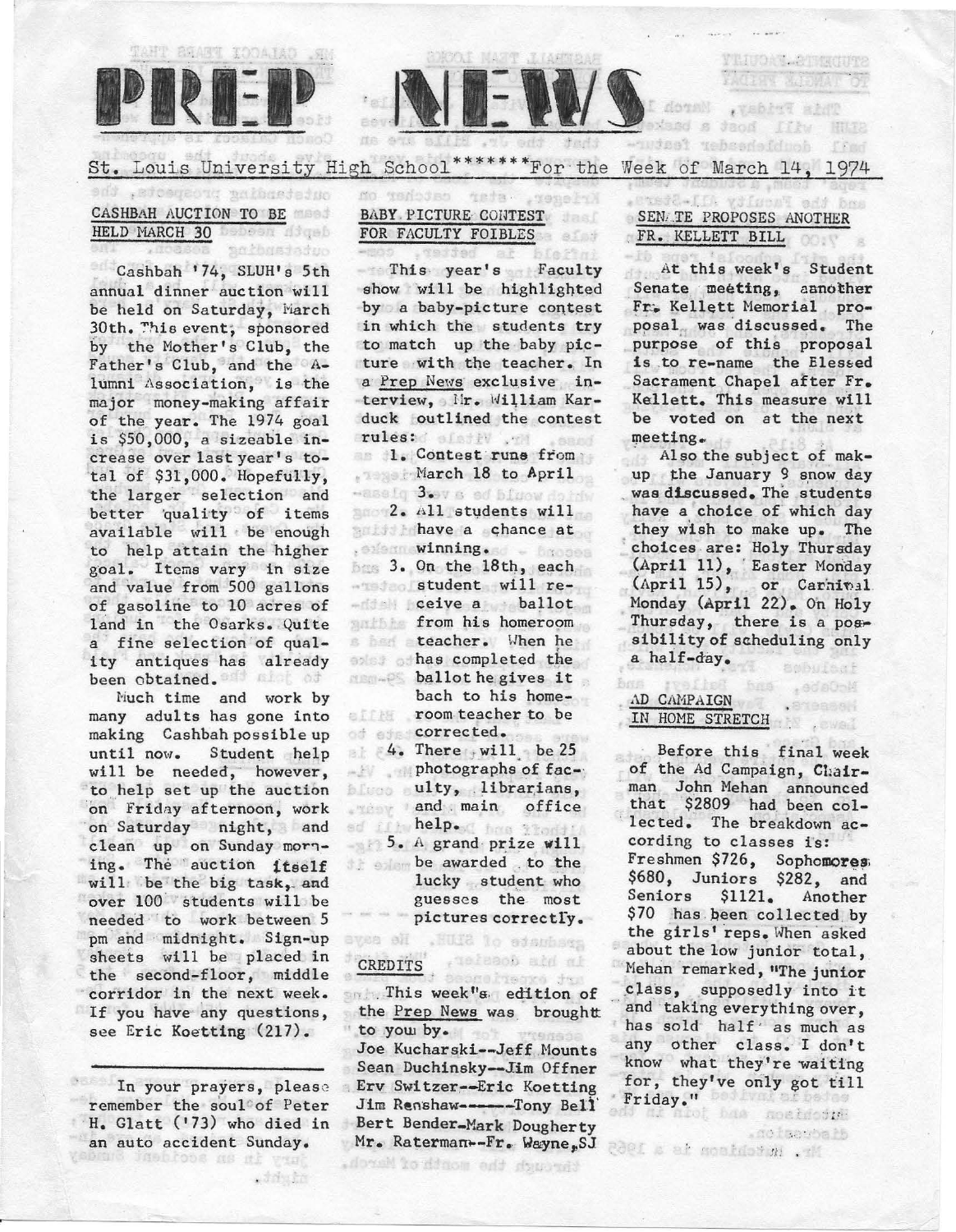# PREP NEWS

St. Louis University High School*******For the Week of March 14, 1974

## CASHBAH AUCTION TO BE HELD MARCH 30

Cashbah '74, SLUH's 5th annual dinner auction will be held on Saturday, March 30th. This event, sponsored by the Mother's Club, the Father's Club, and the Alumni Association, is the major money-making affair of the year. The 1974 goal is $50,000, a sizeable increase over last year's total of $31,000. Hopefully, the larger selection and better quality of items available will be enough to help attain the higher goal. Items vary in size and value from 500 gallons of gasoline to 10 acres of land in the Osarks. Quite a fine selection of quality antiques has already been obtained.

Much time and work by many adults has gone into making Cashbah possible up until now. Student help will be needed, however, to help set up the auction on Friday afternoon, work on Saturday night, and clean up on Sunday morning. The auction itself will be the big task, and over 100 students will be needed to work between 5 pm and midnight. Sign-up sheets will be placed in the second-floor, middle corridor in the next week. If you have any questions, see Eric Koetting (217).

---

In your prayers, please remember the soul of Peter H. Glatt ('73) who died in an auto accident Sunday.

## BABY PICTURE CONTEST FOR FACULTY FOIBLES

This year's Faculty show will be highlighted by a baby-picture contest in which the students try to match up the baby picture with the teacher. In a Prep News exclusive interview, Mr. William Karduck outlined the contest rules:

1. Contest runs from March 18 to April 3.
2. All students will have a chance at winning.
3. On the 18th, each student will receive a ballot from his homeroom teacher. When he has completed the ballot he gives it bach to his homeroom teacher to be corrected.
4. There will be 25 photographs of faculty, librarians, and main office help.
5. A grand prize will be awarded to the lucky student who guesses the most pictures correctly.

## CREDITS

This week's edition of the Prep News was brought to you by.

Joe Kucharski--Jeff Mounts
Sean Duchinsky--Jim Offner
Erv Switzer--Eric Koetting
Jim Renshaw------Tony Bell
Bert Bender--Mark Dougherty
Mr. Raterman--Fr. Wayne, SJ

## SENATE PROPOSES ANOTHER FR. KELLETT BILL

At this week's Student Senate meeting, another Fr. Kellett Memorial proposal was discussed. The purpose of this proposal is to re-name the Blessed Sacrament Chapel after Fr. Kellett. This measure will be voted on at the next meeting.

Also the subject of making up the January 9 snow day was discussed. The students have a choice of which day they wish to make up. The choices are: Holy Thursday (April 11), Easter Monday (April 15), or Carnival Monday (April 22). On Holy Thursday, there is a possibility of scheduling only a half-day.

## AD CAMPAIGN IN HOME STRETCH

Before this final week of the Ad Campaign, Chairman John Mehan announced that $2809 had been collected. The breakdown according to classes is: Freshmen $726, Sophomores $680, Juniors $282, and Seniors $1121. Another $70 has been collected by the girls' reps. When asked about the low junior total, Mehan remarked, "The junior class, supposedly into it and taking everything over, has sold half as much as any other class. I don't know what they're waiting for, they've only got till Friday."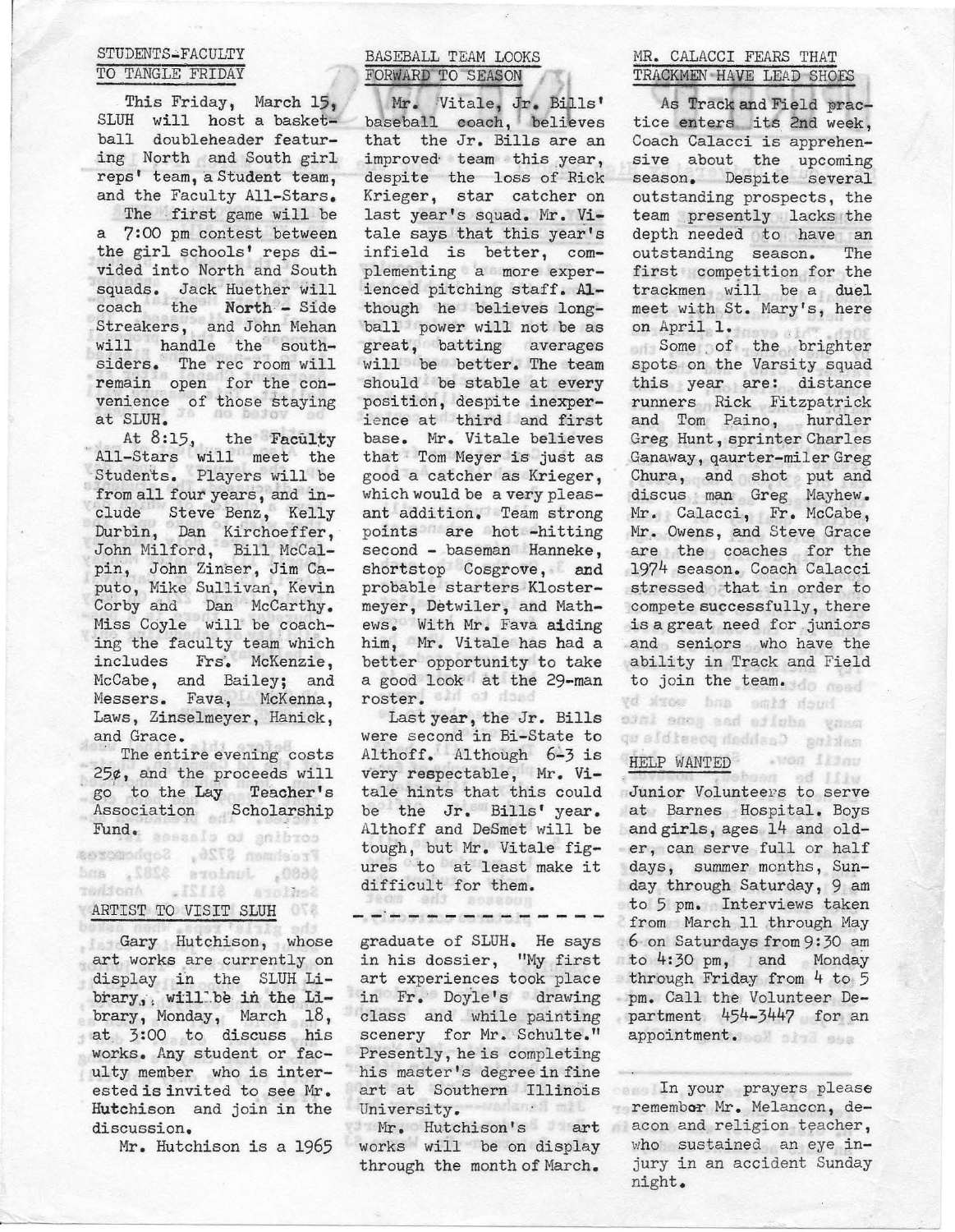## STUDENTS-FACULTY TO TANGLE FRIDAY

This Friday, March 15, SLUH will host a basketball doubleheader featuring North and South girl reps' team, a Student team, and the Faculty All-Stars.

The first game will be a 7:00 pm contest between the girl schools' reps divided into North and South squads. Jack Huether will coach the North - Side Streakers, and John Mehan will handle the southsiders. The rec room will remain open for the convenience of those staying at SLUH.

At 8:15, the Faculty All-Stars will meet the Students. Players will be from all four years, and include Steve Benz, Kelly Durbin, Dan Kirchoeffer, John Milford, Bill McCalpin, John Zinser, Jim Caputo, Mike Sullivan, Kevin Corby and Dan McCarthy. Miss Coyle will be coaching the faculty team which includes Frs. McKenzie, McCabe, and Bailey; and Messers. Fava, McKenna, Laws, Zinselmeyer, Hanick, and Grace.

The entire evening costs 25¢, and the proceeds will go to the Lay Teacher's Association Scholarship Fund.

## ARTIST TO VISIT SLUH

Gary Hutchison, whose art works are currently on display in the SLUH Library, will be in the Library, Monday, March 18, at 3:00 to discuss his works. Any student or faculty member who is interested is invited to see Mr. Hutchison and join in the discussion.

Mr. Hutchison is a 1965 graduate of SLUH. He says in his dossier, "My first art experiences took place in Fr. Doyle's drawing class and while painting scenery for Mr. Schulte." Presently, he is completing his master's degree in fine art at Southern Illinois University.

Mr. Hutchison's art works will be on display through the month of March.

## BASEBALL TEAM LOOKS FORWARD TO SEASON

Mr. Vitale, Jr. Bills' baseball coach, believes that the Jr. Bills are an improved team this year, despite the loss of Rick Krieger, star catcher on last year's squad. Mr. Vitale says that this year's infield is better, complementing a more experienced pitching staff. Although he believes longball power will not be as great, batting averages will be better. The team should be stable at every position, despite inexperience at third and first base. Mr. Vitale believes that Tom Meyer is just as good a catcher as Krieger, which would be a very pleasant addition. Team strong points are hot-hitting second - baseman Hanneke, shortstop Cosgrove, and probable starters Klostermeyer, Detwiler, and Mathews. With Mr. Fava aiding him, Mr. Vitale has had a better opportunity to take a good look at the 29-man roster.

Last year, the Jr. Bills were second in Bi-State to Althoff. Although 6-3 is very respectable, Mr. Vitale hints that this could be the Jr. Bills' year. Althoff and DeSmet will be tough, but Mr. Vitale figures to at least make it difficult for them.

## MR. CALACCI FEARS THAT TRACKMEN HAVE LEAD SHOES

As Track and Field practice enters its 2nd week, Coach Calacci is apprehensive about the upcoming season. Despite several outstanding prospects, the team presently lacks the depth needed to have an outstanding season. The first competition for the trackmen will be a duel meet with St. Mary's, here on April 1.

Some of the brighter spots on the Varsity squad this year are: distance runners Rick Fitzpatrick and Tom Paino, hurdler Greg Hunt, sprinter Charles Ganaway, qaurter-miler Greg Chura, and shot put and discus man Greg Mayhew. Mr. Calacci, Fr. McCabe, Mr. Owens, and Steve Grace are the coaches for the 1974 season. Coach Calacci stressed that in order to compete successfully, there is a great need for juniors and seniors who have the ability in Track and Field to join the team.

## HELP WANTED

Junior Volunteers to serve at Barnes Hospital. Boys and girls, ages 14 and older, can serve full or half days, summer months, Sunday through Saturday, 9 am to 5 pm. Interviews taken from March 11 through May 6 on Saturdays from 9:30 am to 4:30 pm, and Monday through Friday from 4 to 5 pm. Call the Volunteer Department 454-3447 for an appointment.

---

In your prayers please remember Mr. Melancon, deacon and religion teacher, who sustained an eye injury in an accident Sunday night.